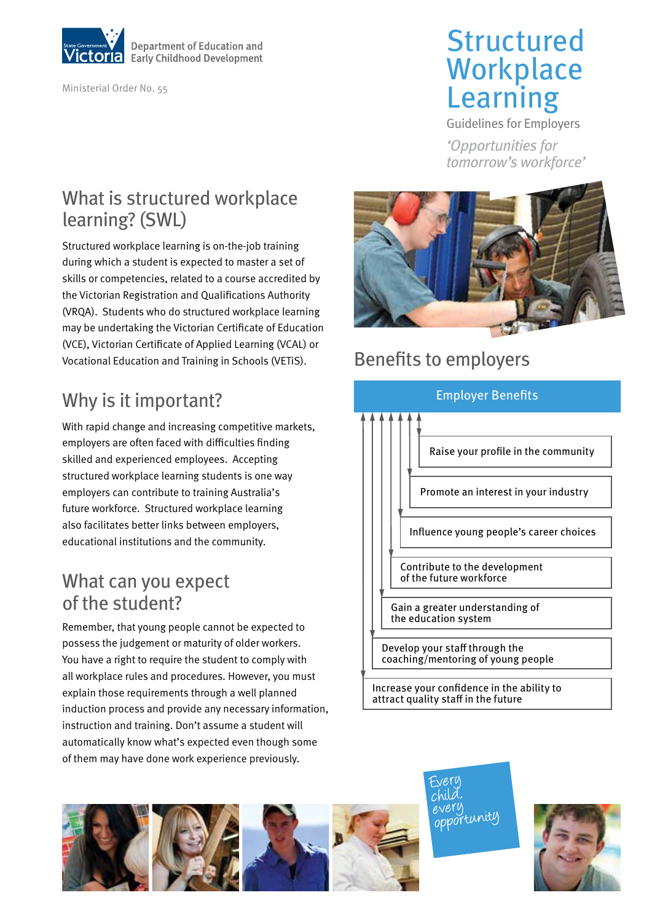Department of Education and Early Childhood Development

Ministerial Order No. 55

# Structured Workplace Learning

Guidelines for Employers

*'Opportunities for tomorrow's workforce'*

## What is structured workplace learning? (SWL)

Structured workplace learning is on-the-job training during which a student is expected to master a set of skills or competencies, related to a course accredited by the Victorian Registration and Qualifications Authority (VRQA). Students who do structured workplace learning may be undertaking the Victorian Certificate of Education (VCE), Victorian Certificate of Applied Learning (VCAL) or Vocational Education and Training in Schools (VETiS).

## Why is it important?

With rapid change and increasing competitive markets, employers are often faced with difficulties finding skilled and experienced employees. Accepting structured workplace learning students is one way employers can contribute to training Australia's future workforce. Structured workplace learning also facilitates better links between employers, educational institutions and the community.

## What can you expect of the student?

Remember, that young people cannot be expected to possess the judgement or maturity of older workers. You have a right to require the student to comply with all workplace rules and procedures. However, you must explain those requirements through a well planned induction process and provide any necessary information, instruction and training. Don't assume a student will automatically know what's expected even though some of them may have done work experience previously.

## Benefits to employers

**Employer Benefits**

- Raise your profile in the community
- Promote an interest in your industry
- Influence young people's career choices
- Contribute to the development of the future workforce
- Gain a greater understanding of the education system
- Develop your staff through the coaching/mentoring of young people
- Increase your confidence in the ability to attract quality staff in the future

Every child, every opportunity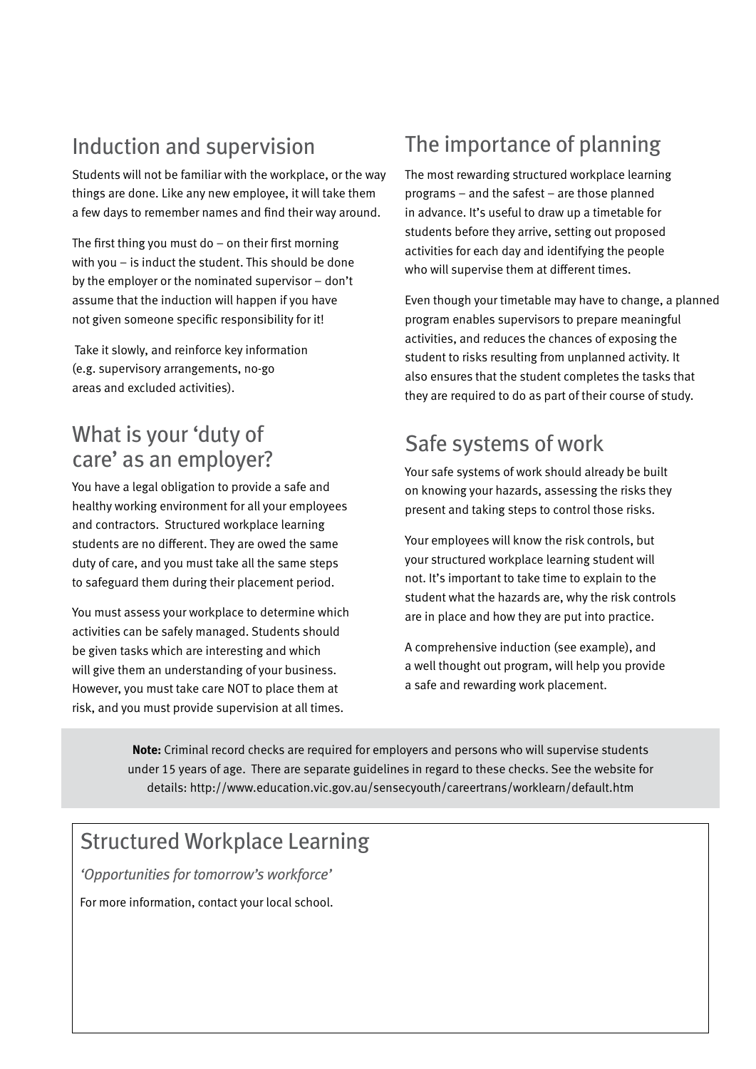## Induction and supervision

Students will not be familiar with the workplace, or the way things are done. Like any new employee, it will take them a few days to remember names and find their way around.

The first thing you must do – on their first morning with you – is induct the student. This should be done by the employer or the nominated supervisor – don't assume that the induction will happen if you have not given someone specific responsibility for it!

Take it slowly, and reinforce key information (e.g. supervisory arrangements, no-go areas and excluded activities).

## What is your 'duty of care' as an employer?

You have a legal obligation to provide a safe and healthy working environment for all your employees and contractors. Structured workplace learning students are no different. They are owed the same duty of care, and you must take all the same steps to safeguard them during their placement period.

You must assess your workplace to determine which activities can be safely managed. Students should be given tasks which are interesting and which will give them an understanding of your business. However, you must take care NOT to place them at risk, and you must provide supervision at all times.

## The importance of planning

The most rewarding structured workplace learning programs – and the safest – are those planned in advance. It's useful to draw up a timetable for students before they arrive, setting out proposed activities for each day and identifying the people who will supervise them at different times.

Even though your timetable may have to change, a planned program enables supervisors to prepare meaningful activities, and reduces the chances of exposing the student to risks resulting from unplanned activity. It also ensures that the student completes the tasks that they are required to do as part of their course of study.

## Safe systems of work

Your safe systems of work should already be built on knowing your hazards, assessing the risks they present and taking steps to control those risks.

Your employees will know the risk controls, but your structured workplace learning student will not. It's important to take time to explain to the student what the hazards are, why the risk controls are in place and how they are put into practice.

A comprehensive induction (see example), and a well thought out program, will help you provide a safe and rewarding work placement.

**Note:** Criminal record checks are required for employers and persons who will supervise students under 15 years of age. There are separate guidelines in regard to these checks. See the website for details: http://www.education.vic.gov.au/sensecyouth/careertrans/worklearn/default.htm

## Structured Workplace Learning

*'Opportunities for tomorrow's workforce'*

For more information, contact your local school.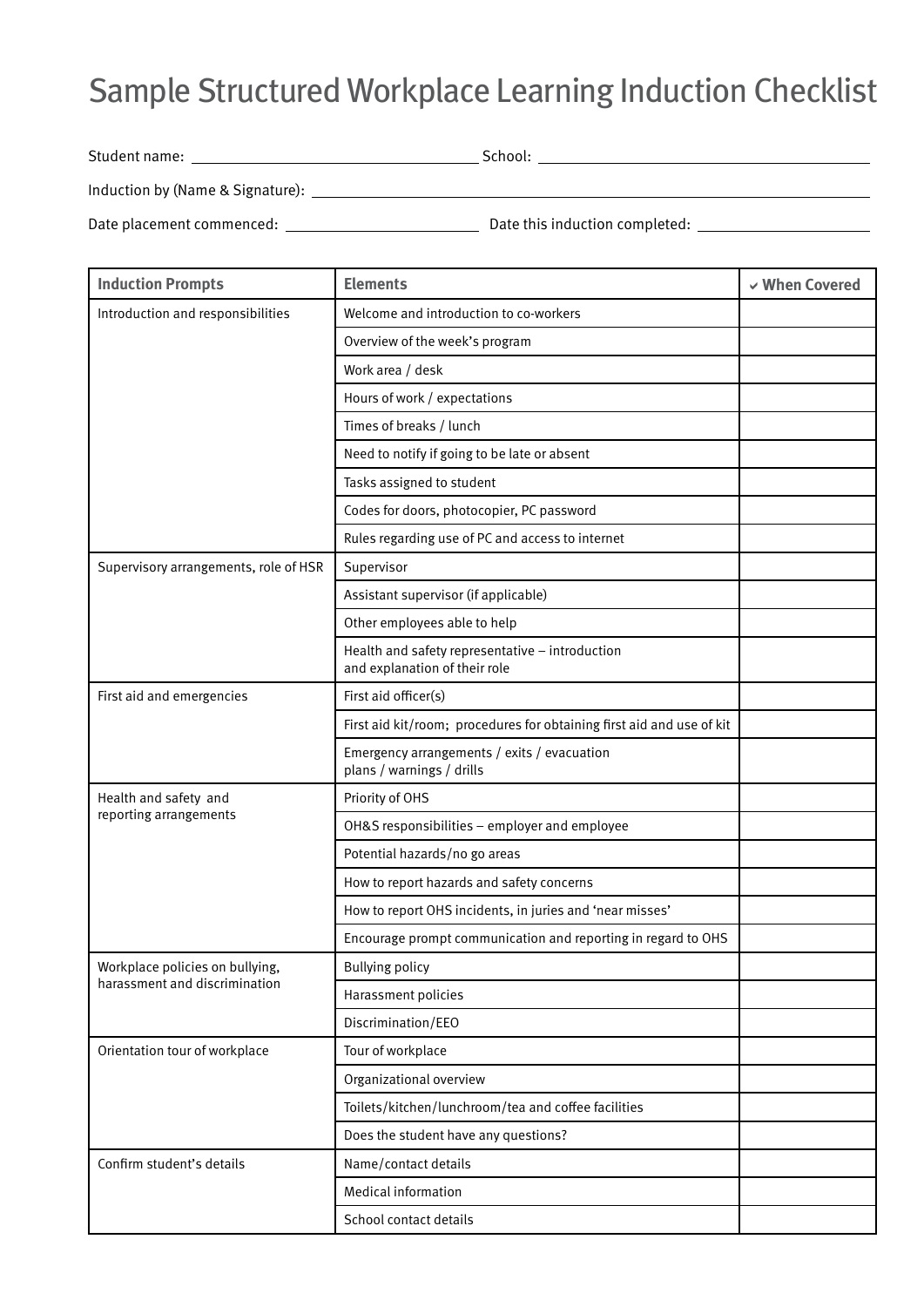# Sample Structured Workplace Learning Induction Checklist

Student name: ______________________ School: ______________________

Induction by (Name & Signature): ______________________

Date placement commenced: ______________ Date this induction completed: ______________

| Induction Prompts | Elements | ✔ When Covered |
|---|---|---|
| Introduction and responsibilities | Welcome and introduction to co-workers | |
| | Overview of the week's program | |
| | Work area / desk | |
| | Hours of work / expectations | |
| | Times of breaks / lunch | |
| | Need to notify if going to be late or absent | |
| | Tasks assigned to student | |
| | Codes for doors, photocopier, PC password | |
| | Rules regarding use of PC and access to internet | |
| Supervisory arrangements, role of HSR | Supervisor | |
| | Assistant supervisor (if applicable) | |
| | Other employees able to help | |
| | Health and safety representative – introduction and explanation of their role | |
| First aid and emergencies | First aid officer(s) | |
| | First aid kit/room; procedures for obtaining first aid and use of kit | |
| | Emergency arrangements / exits / evacuation plans / warnings / drills | |
| Health and safety and reporting arrangements | Priority of OHS | |
| | OH&S responsibilities – employer and employee | |
| | Potential hazards/no go areas | |
| | How to report hazards and safety concerns | |
| | How to report OHS incidents, in juries and 'near misses' | |
| | Encourage prompt communication and reporting in regard to OHS | |
| Workplace policies on bullying, harassment and discrimination | Bullying policy | |
| | Harassment policies | |
| | Discrimination/EEO | |
| Orientation tour of workplace | Tour of workplace | |
| | Organizational overview | |
| | Toilets/kitchen/lunchroom/tea and coffee facilities | |
| | Does the student have any questions? | |
| Confirm student's details | Name/contact details | |
| | Medical information | |
| | School contact details | |